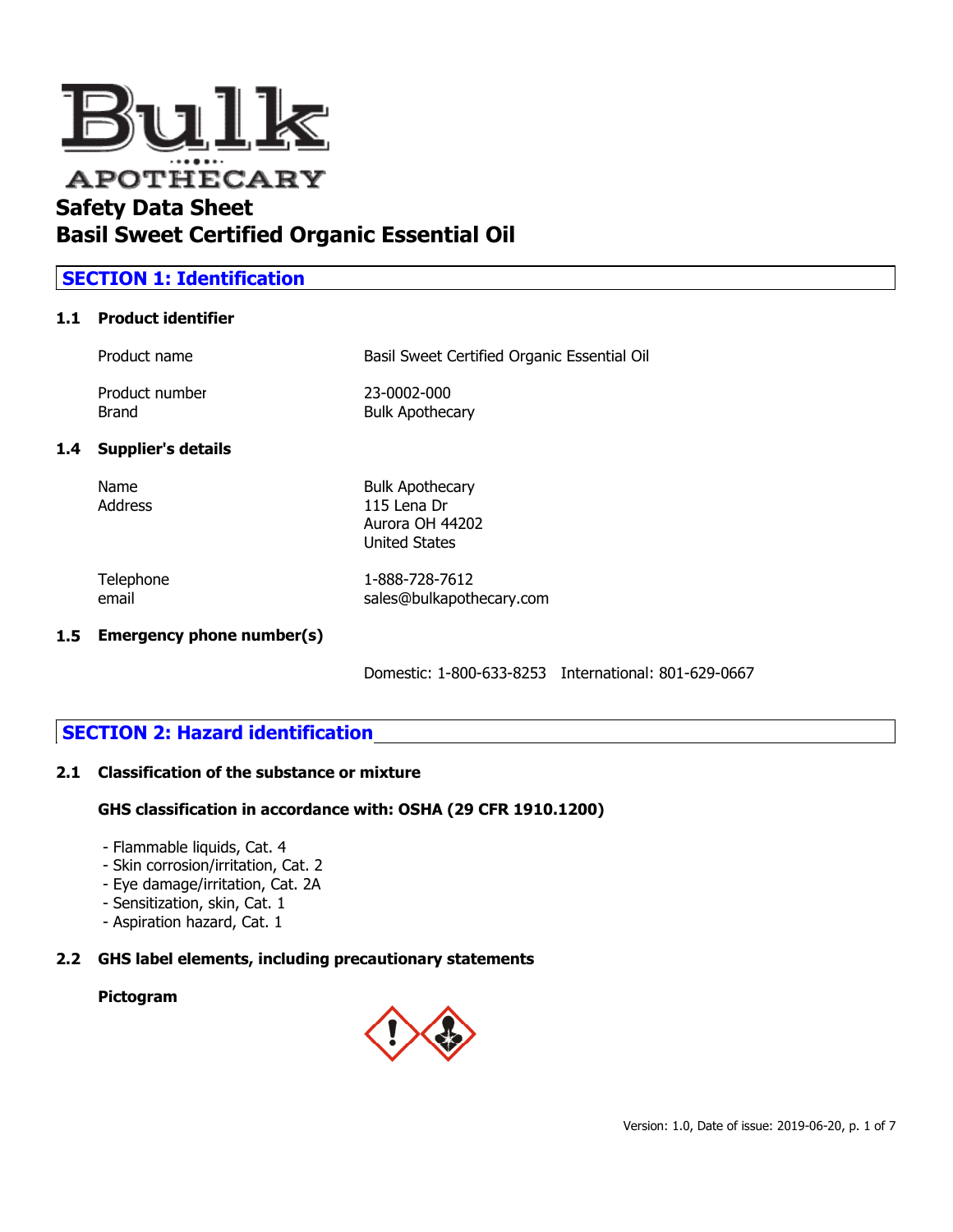# Safety Data Sheet
# Basil Sweet Certified Organic Essential Oil

## SECTION 1: Identification

### 1.1 Product identifier

| | |
|---|---|
| Product name | Basil Sweet Certified Organic Essential Oil |
| Product number | 23-0002-000 |
| Brand | Bulk Apothecary |

### 1.4 Supplier's details

| | |
|---|---|
| Name | Bulk Apothecary |
| Address | 115 Lena Dr<br>Aurora OH 44202<br>United States |
| Telephone | 1-888-728-7612 |
| email | sales@bulkapothecary.com |

### 1.5 Emergency phone number(s)

Domestic: 1-800-633-8253 International: 801-629-0667

## SECTION 2: Hazard identification

### 2.1 Classification of the substance or mixture

**GHS classification in accordance with: OSHA (29 CFR 1910.1200)**

- Flammable liquids, Cat. 4
- Skin corrosion/irritation, Cat. 2
- Eye damage/irritation, Cat. 2A
- Sensitization, skin, Cat. 1
- Aspiration hazard, Cat. 1

### 2.2 GHS label elements, including precautionary statements

**Pictogram**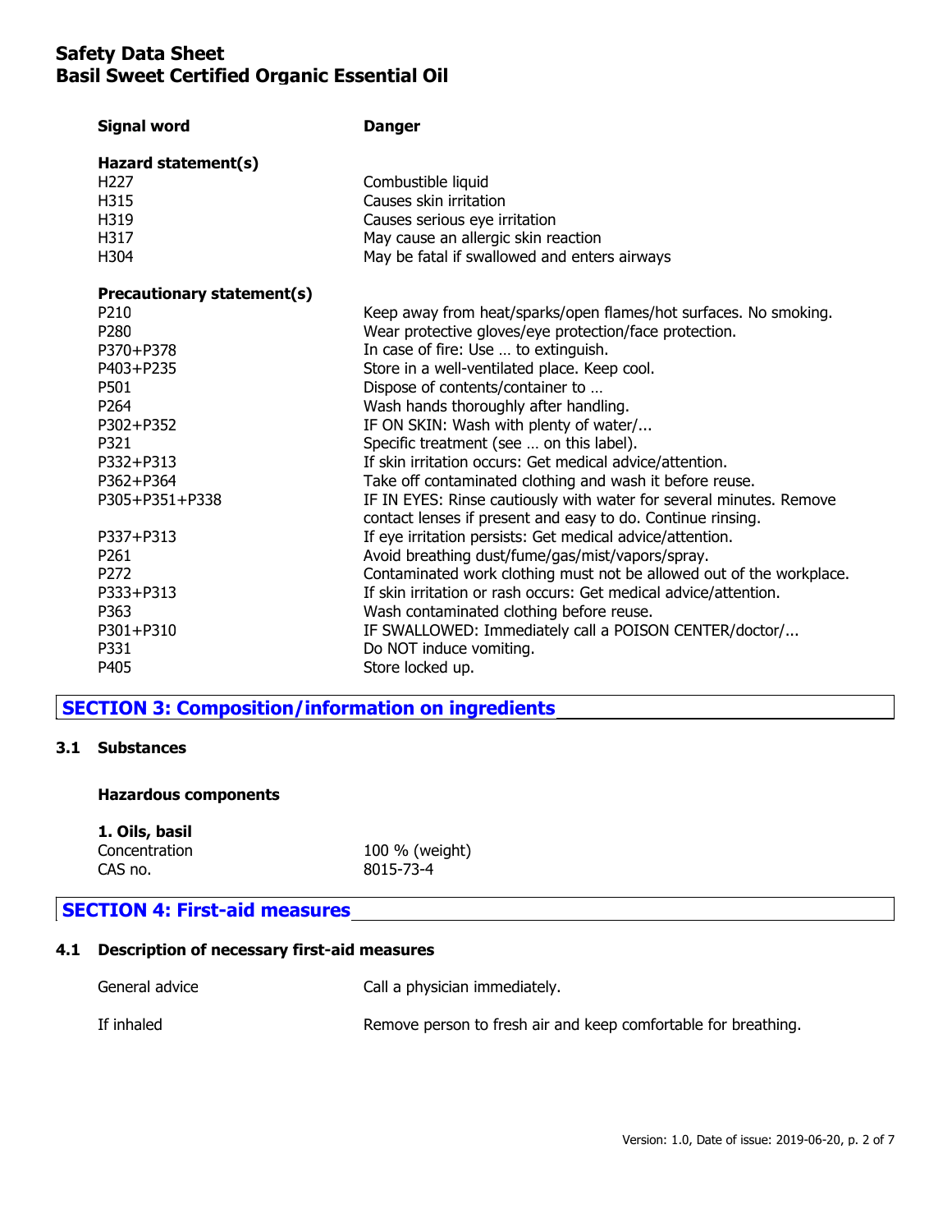| | |
|---|---|
| **Signal word** | **Danger** |

**Hazard statement(s)**

| | |
|---|---|
| H227 | Combustible liquid |
| H315 | Causes skin irritation |
| H319 | Causes serious eye irritation |
| H317 | May cause an allergic skin reaction |
| H304 | May be fatal if swallowed and enters airways |

**Precautionary statement(s)**

| | |
|---|---|
| P210 | Keep away from heat/sparks/open flames/hot surfaces. No smoking. |
| P280 | Wear protective gloves/eye protection/face protection. |
| P370+P378 | In case of fire: Use … to extinguish. |
| P403+P235 | Store in a well-ventilated place. Keep cool. |
| P501 | Dispose of contents/container to … |
| P264 | Wash hands thoroughly after handling. |
| P302+P352 | IF ON SKIN: Wash with plenty of water/... |
| P321 | Specific treatment (see … on this label). |
| P332+P313 | If skin irritation occurs: Get medical advice/attention. |
| P362+P364 | Take off contaminated clothing and wash it before reuse. |
| P305+P351+P338 | IF IN EYES: Rinse cautiously with water for several minutes. Remove contact lenses if present and easy to do. Continue rinsing. |
| P337+P313 | If eye irritation persists: Get medical advice/attention. |
| P261 | Avoid breathing dust/fume/gas/mist/vapors/spray. |
| P272 | Contaminated work clothing must not be allowed out of the workplace. |
| P333+P313 | If skin irritation or rash occurs: Get medical advice/attention. |
| P363 | Wash contaminated clothing before reuse. |
| P301+P310 | IF SWALLOWED: Immediately call a POISON CENTER/doctor/... |
| P331 | Do NOT induce vomiting. |
| P405 | Store locked up. |

## SECTION 3: Composition/information on ingredients

### 3.1 Substances

**Hazardous components**

**1. Oils, basil**

| | |
|---|---|
| Concentration | 100 % (weight) |
| CAS no. | 8015-73-4 |

## SECTION 4: First-aid measures

### 4.1 Description of necessary first-aid measures

| | |
|---|---|
| General advice | Call a physician immediately. |
| If inhaled | Remove person to fresh air and keep comfortable for breathing. |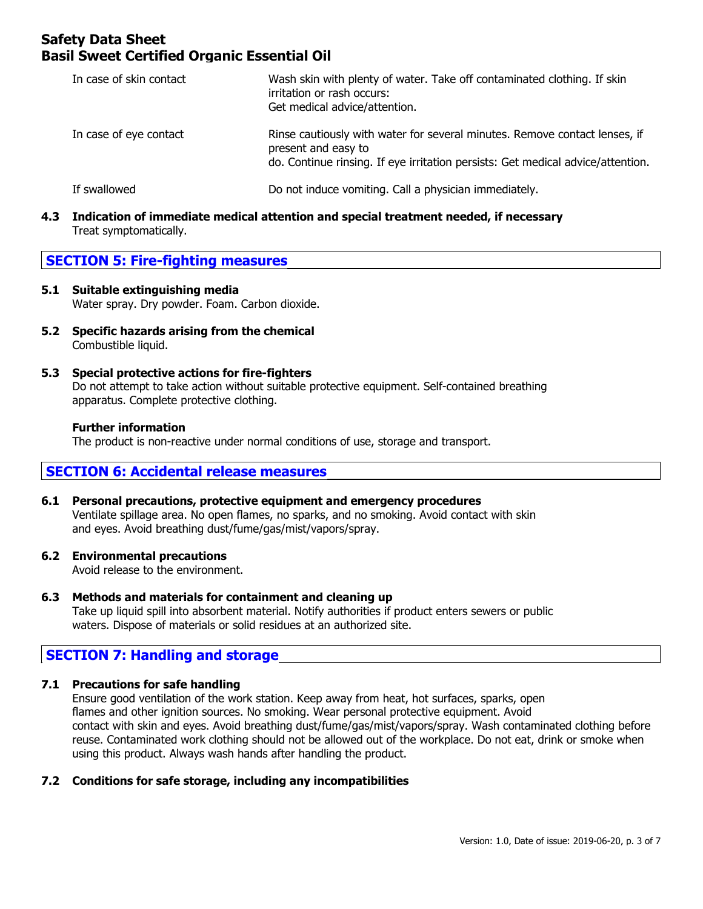| | |
|---|---|
| In case of skin contact | Wash skin with plenty of water. Take off contaminated clothing. If skin irritation or rash occurs: Get medical advice/attention. |
| In case of eye contact | Rinse cautiously with water for several minutes. Remove contact lenses, if present and easy to do. Continue rinsing. If eye irritation persists: Get medical advice/attention. |
| If swallowed | Do not induce vomiting. Call a physician immediately. |

### 4.3 Indication of immediate medical attention and special treatment needed, if necessary

Treat symptomatically.

## SECTION 5: Fire-fighting measures

### 5.1 Suitable extinguishing media

Water spray. Dry powder. Foam. Carbon dioxide.

### 5.2 Specific hazards arising from the chemical

Combustible liquid.

### 5.3 Special protective actions for fire-fighters

Do not attempt to take action without suitable protective equipment. Self-contained breathing apparatus. Complete protective clothing.

**Further information**

The product is non-reactive under normal conditions of use, storage and transport.

## SECTION 6: Accidental release measures

### 6.1 Personal precautions, protective equipment and emergency procedures

Ventilate spillage area. No open flames, no sparks, and no smoking. Avoid contact with skin and eyes. Avoid breathing dust/fume/gas/mist/vapors/spray.

### 6.2 Environmental precautions

Avoid release to the environment.

### 6.3 Methods and materials for containment and cleaning up

Take up liquid spill into absorbent material. Notify authorities if product enters sewers or public waters. Dispose of materials or solid residues at an authorized site.

## SECTION 7: Handling and storage

### 7.1 Precautions for safe handling

Ensure good ventilation of the work station. Keep away from heat, hot surfaces, sparks, open flames and other ignition sources. No smoking. Wear personal protective equipment. Avoid contact with skin and eyes. Avoid breathing dust/fume/gas/mist/vapors/spray. Wash contaminated clothing before reuse. Contaminated work clothing should not be allowed out of the workplace. Do not eat, drink or smoke when using this product. Always wash hands after handling the product.

### 7.2 Conditions for safe storage, including any incompatibilities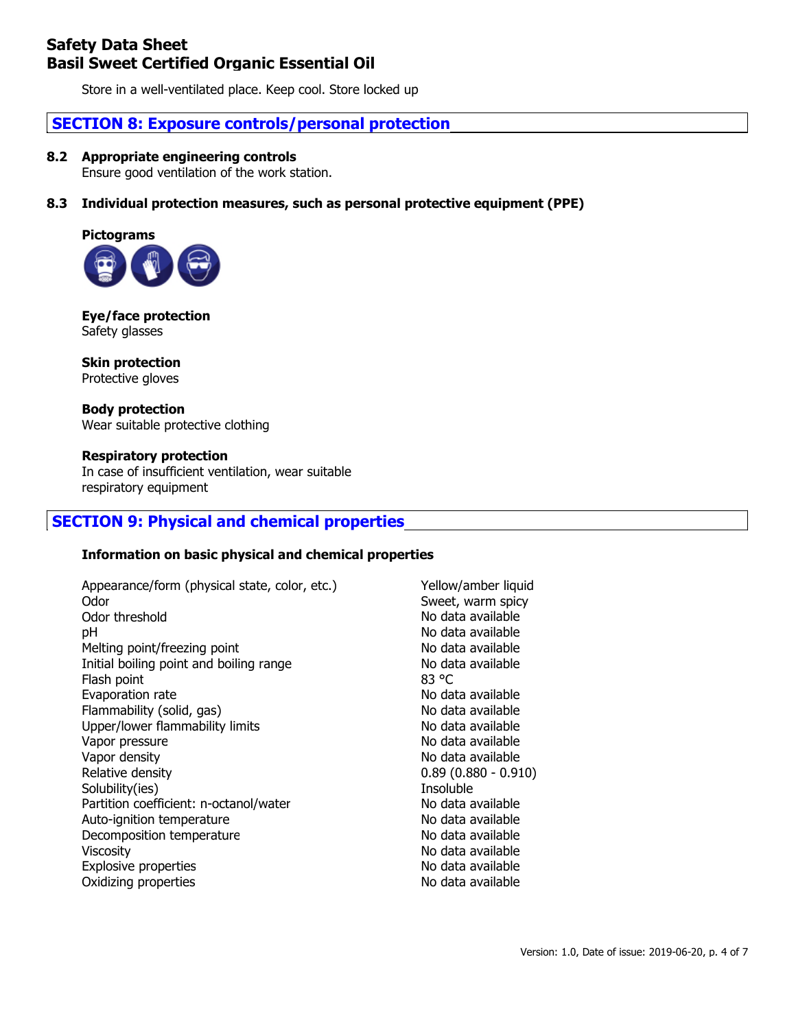Store in a well-ventilated place. Keep cool. Store locked up

## SECTION 8: Exposure controls/personal protection

### 8.2 Appropriate engineering controls

Ensure good ventilation of the work station.

### 8.3 Individual protection measures, such as personal protective equipment (PPE)

**Pictograms**

**Eye/face protection**
Safety glasses

**Skin protection**
Protective gloves

**Body protection**
Wear suitable protective clothing

**Respiratory protection**
In case of insufficient ventilation, wear suitable respiratory equipment

## SECTION 9: Physical and chemical properties

**Information on basic physical and chemical properties**

| Property | Value |
|---|---|
| Appearance/form (physical state, color, etc.) | Yellow/amber liquid |
| Odor | Sweet, warm spicy |
| Odor threshold | No data available |
| pH | No data available |
| Melting point/freezing point | No data available |
| Initial boiling point and boiling range | No data available |
| Flash point | 83 °C |
| Evaporation rate | No data available |
| Flammability (solid, gas) | No data available |
| Upper/lower flammability limits | No data available |
| Vapor pressure | No data available |
| Vapor density | No data available |
| Relative density | 0.89 (0.880 - 0.910) |
| Solubility(ies) | Insoluble |
| Partition coefficient: n-octanol/water | No data available |
| Auto-ignition temperature | No data available |
| Decomposition temperature | No data available |
| Viscosity | No data available |
| Explosive properties | No data available |
| Oxidizing properties | No data available |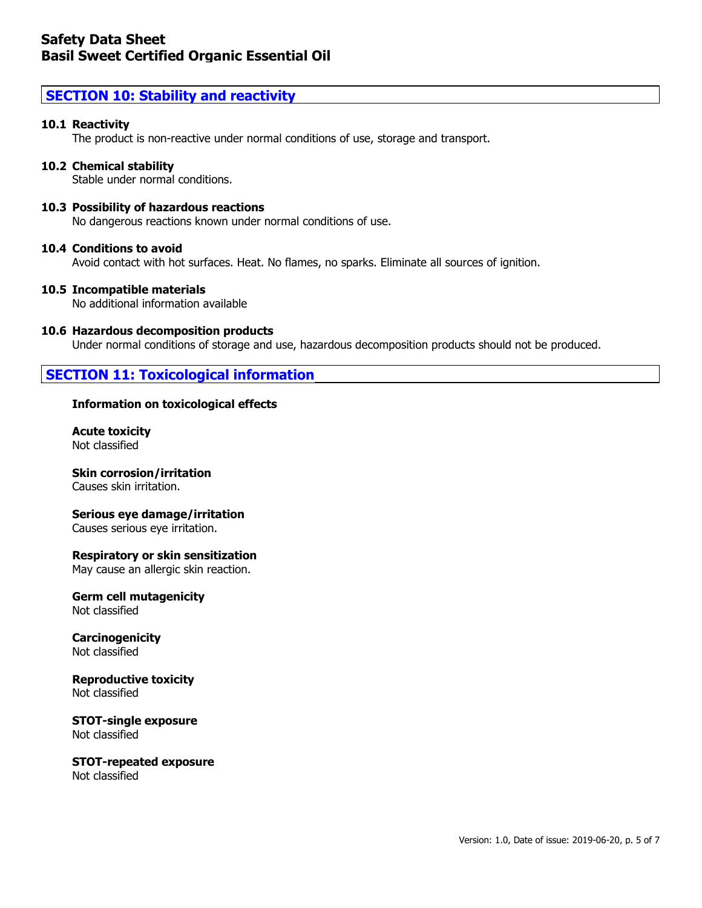## SECTION 10: Stability and reactivity

**10.1 Reactivity**

The product is non-reactive under normal conditions of use, storage and transport.

**10.2 Chemical stability**

Stable under normal conditions.

**10.3 Possibility of hazardous reactions**

No dangerous reactions known under normal conditions of use.

**10.4 Conditions to avoid**

Avoid contact with hot surfaces. Heat. No flames, no sparks. Eliminate all sources of ignition.

**10.5 Incompatible materials**

No additional information available

**10.6 Hazardous decomposition products**

Under normal conditions of storage and use, hazardous decomposition products should not be produced.

## SECTION 11: Toxicological information

**Information on toxicological effects**

**Acute toxicity**
Not classified

**Skin corrosion/irritation**
Causes skin irritation.

**Serious eye damage/irritation**
Causes serious eye irritation.

**Respiratory or skin sensitization**
May cause an allergic skin reaction.

**Germ cell mutagenicity**
Not classified

**Carcinogenicity**
Not classified

**Reproductive toxicity**
Not classified

**STOT-single exposure**
Not classified

**STOT-repeated exposure**
Not classified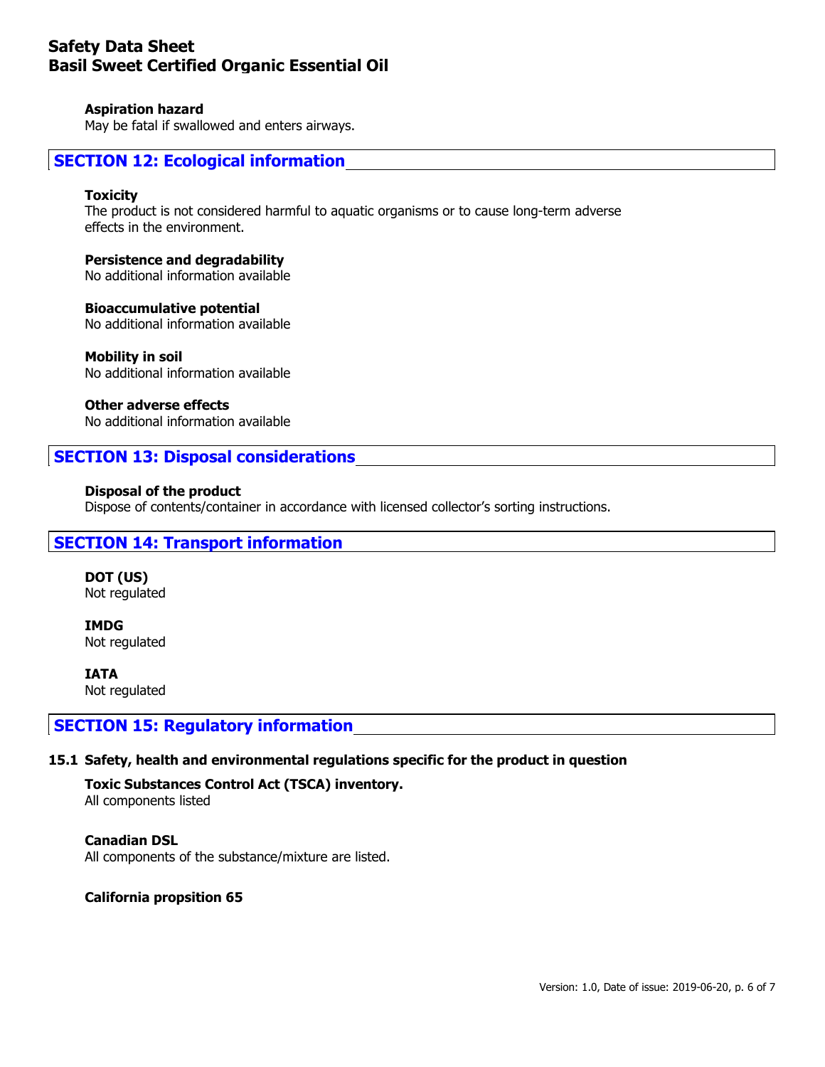**Aspiration hazard**
May be fatal if swallowed and enters airways.

## SECTION 12: Ecological information

**Toxicity**
The product is not considered harmful to aquatic organisms or to cause long-term adverse effects in the environment.

**Persistence and degradability**
No additional information available

**Bioaccumulative potential**
No additional information available

**Mobility in soil**
No additional information available

**Other adverse effects**
No additional information available

## SECTION 13: Disposal considerations

**Disposal of the product**
Dispose of contents/container in accordance with licensed collector's sorting instructions.

## SECTION 14: Transport information

**DOT (US)**
Not regulated

**IMDG**
Not regulated

**IATA**
Not regulated

## SECTION 15: Regulatory information

### 15.1 Safety, health and environmental regulations specific for the product in question

**Toxic Substances Control Act (TSCA) inventory.**
All components listed

**Canadian DSL**
All components of the substance/mixture are listed.

**California propsition 65**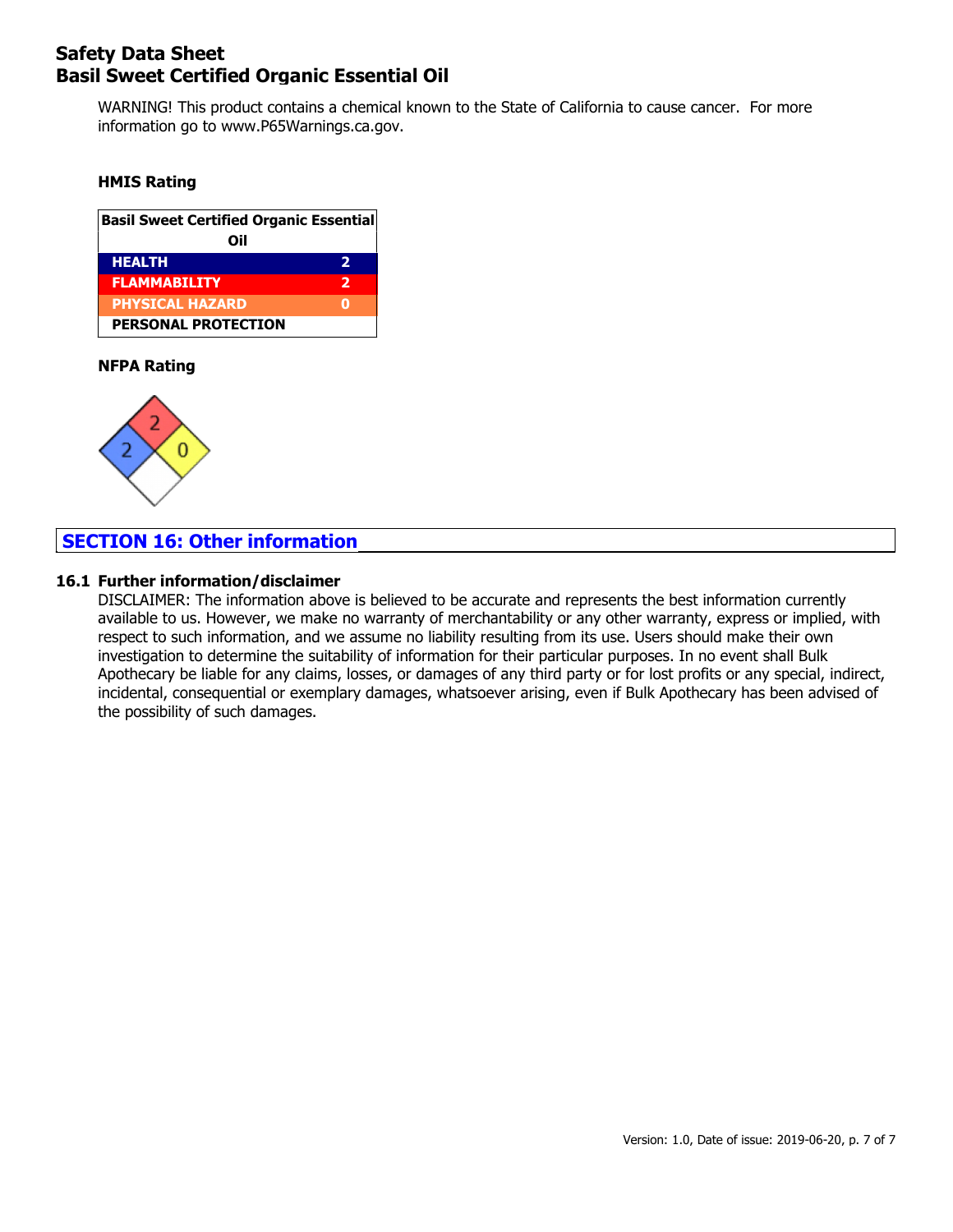WARNING! This product contains a chemical known to the State of California to cause cancer. For more information go to www.P65Warnings.ca.gov.

**HMIS Rating**

| Basil Sweet Certified Organic Essential Oil | |
|---|---|
| HEALTH | 2 |
| FLAMMABILITY | 2 |
| PHYSICAL HAZARD | 0 |
| PERSONAL PROTECTION | |

**NFPA Rating**

2

2 0

## SECTION 16: Other information

**16.1 Further information/disclaimer**

DISCLAIMER: The information above is believed to be accurate and represents the best information currently available to us. However, we make no warranty of merchantability or any other warranty, express or implied, with respect to such information, and we assume no liability resulting from its use. Users should make their own investigation to determine the suitability of information for their particular purposes. In no event shall Bulk Apothecary be liable for any claims, losses, or damages of any third party or for lost profits or any special, indirect, incidental, consequential or exemplary damages, whatsoever arising, even if Bulk Apothecary has been advised of the possibility of such damages.

Version: 1.0, Date of issue: 2019-06-20